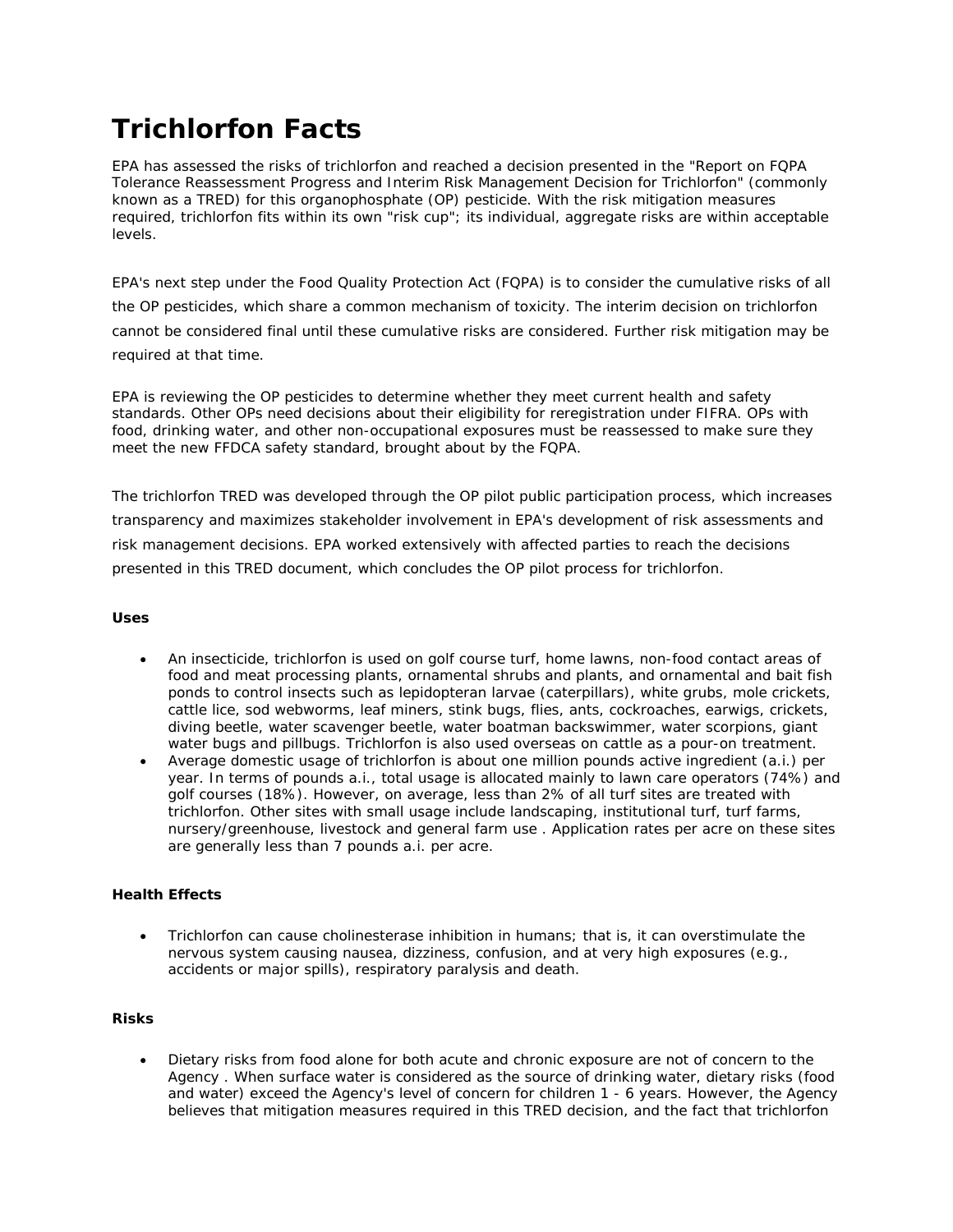# Trichlorfon Facts

EPA has assessed the risks of trichlorfon and reached a decision presented in the "Report on FQPA Tolerance Reassessment Progress and Interim Risk Management Decision for Trichlorfon" (commonly known as a TRED) for this organophosphate (OP) pesticide. With the risk mitigation measures required, trichlorfon fits within its own "risk cup"; its individual, aggregate risks are within acceptable levels.

EPA's next step under the Food Quality Protection Act (FQPA) is to consider the cumulative risks of all the OP pesticides, which share a common mechanism of toxicity. The interim decision on trichlorfon cannot be considered final until these cumulative risks are considered. Further risk mitigation may be required at that time.

EPA is reviewing the OP pesticides to determine whether they meet current health and safety standards. Other OPs need decisions about their eligibility for reregistration under FIFRA. OPs with food, drinking water, and other non-occupational exposures must be reassessed to make sure they meet the new FFDCA safety standard, brought about by the FQPA.

The trichlorfon TRED was developed through the OP pilot public participation process, which increases transparency and maximizes stakeholder involvement in EPA's development of risk assessments and risk management decisions. EPA worked extensively with affected parties to reach the decisions presented in this TRED document, which concludes the OP pilot process for trichlorfon.

**Uses**

- An insecticide, trichlorfon is used on golf course turf, home lawns, non-food contact areas of food and meat processing plants, ornamental shrubs and plants, and ornamental and bait fish ponds to control insects such as lepidopteran larvae (caterpillars), white grubs, mole crickets, cattle lice, sod webworms, leaf miners, stink bugs, flies, ants, cockroaches, earwigs, crickets, diving beetle, water scavenger beetle, water boatman backswimmer, water scorpions, giant water bugs and pillbugs. Trichlorfon is also used overseas on cattle as a pour-on treatment.
- Average domestic usage of trichlorfon is about one million pounds active ingredient (a.i.) per year. In terms of pounds a.i., total usage is allocated mainly to lawn care operators (74%) and golf courses (18%). However, on average, less than 2% of all turf sites are treated with trichlorfon. Other sites with small usage include landscaping, institutional turf, turf farms, nursery/greenhouse, livestock and general farm use . Application rates per acre on these sites are generally less than 7 pounds a.i. per acre.

**Health Effects**

- Trichlorfon can cause cholinesterase inhibition in humans; that is, it can overstimulate the nervous system causing nausea, dizziness, confusion, and at very high exposures (e.g., accidents or major spills), respiratory paralysis and death.

**Risks**

- Dietary risks from food alone for both acute and chronic exposure are not of concern to the Agency . When surface water is considered as the source of drinking water, dietary risks (food and water) exceed the Agency's level of concern for children 1 - 6 years. However, the Agency believes that mitigation measures required in this TRED decision, and the fact that trichlorfon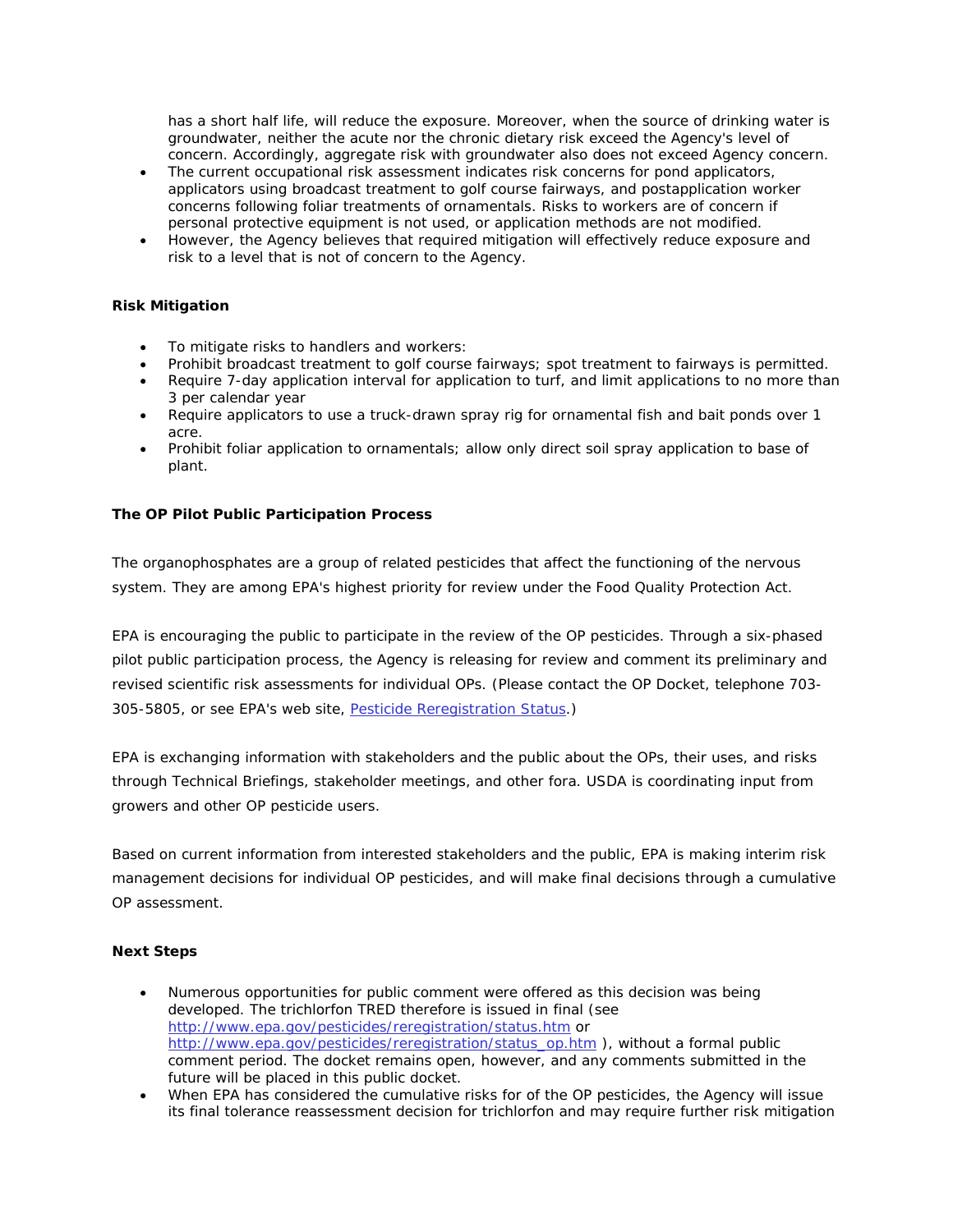has a short half life, will reduce the exposure. Moreover, when the source of drinking water is groundwater, neither the acute nor the chronic dietary risk exceed the Agency's level of concern. Accordingly, aggregate risk with groundwater also does not exceed Agency concern.

- The current occupational risk assessment indicates risk concerns for pond applicators, applicators using broadcast treatment to golf course fairways, and postapplication worker concerns following foliar treatments of ornamentals. Risks to workers are of concern if personal protective equipment is not used, or application methods are not modified.
- However, the Agency believes that required mitigation will effectively reduce exposure and risk to a level that is not of concern to the Agency.

**Risk Mitigation**

- To mitigate risks to handlers and workers:
- Prohibit broadcast treatment to golf course fairways; spot treatment to fairways is permitted.
- Require 7-day application interval for application to turf, and limit applications to no more than 3 per calendar year
- Require applicators to use a truck-drawn spray rig for ornamental fish and bait ponds over 1 acre.
- Prohibit foliar application to ornamentals; allow only direct soil spray application to base of plant.

**The OP Pilot Public Participation Process**

The organophosphates are a group of related pesticides that affect the functioning of the nervous system. They are among EPA's highest priority for review under the Food Quality Protection Act.

EPA is encouraging the public to participate in the review of the OP pesticides. Through a six-phased pilot public participation process, the Agency is releasing for review and comment its preliminary and revised scientific risk assessments for individual OPs. (Please contact the OP Docket, telephone 703-305-5805, or see EPA's web site, Pesticide Reregistration Status.)

EPA is exchanging information with stakeholders and the public about the OPs, their uses, and risks through Technical Briefings, stakeholder meetings, and other fora. USDA is coordinating input from growers and other OP pesticide users.

Based on current information from interested stakeholders and the public, EPA is making interim risk management decisions for individual OP pesticides, and will make final decisions through a cumulative OP assessment.

**Next Steps**

- Numerous opportunities for public comment were offered as this decision was being developed. The trichlorfon TRED therefore is issued in final (see http://www.epa.gov/pesticides/reregistration/status.htm or http://www.epa.gov/pesticides/reregistration/status_op.htm ), without a formal public comment period. The docket remains open, however, and any comments submitted in the future will be placed in this public docket.
- When EPA has considered the cumulative risks for of the OP pesticides, the Agency will issue its final tolerance reassessment decision for trichlorfon and may require further risk mitigation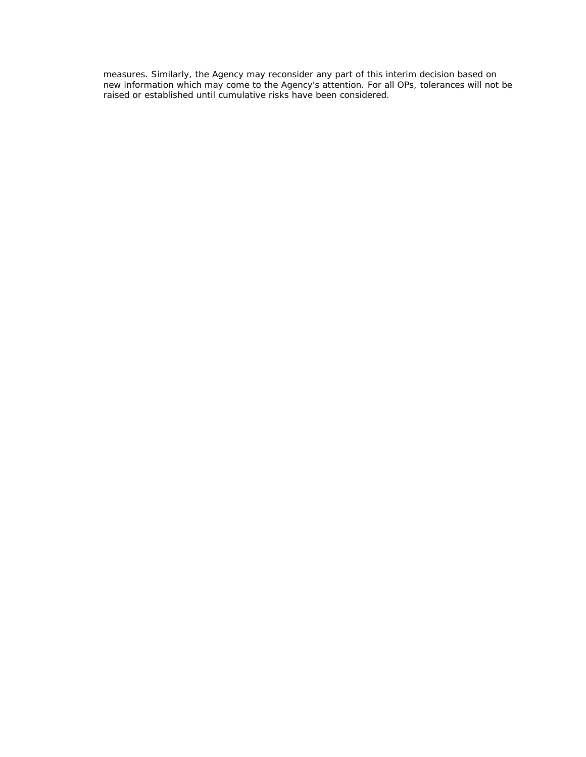measures. Similarly, the Agency may reconsider any part of this interim decision based on new information which may come to the Agency's attention. For all OPs, tolerances will not be raised or established until cumulative risks have been considered.